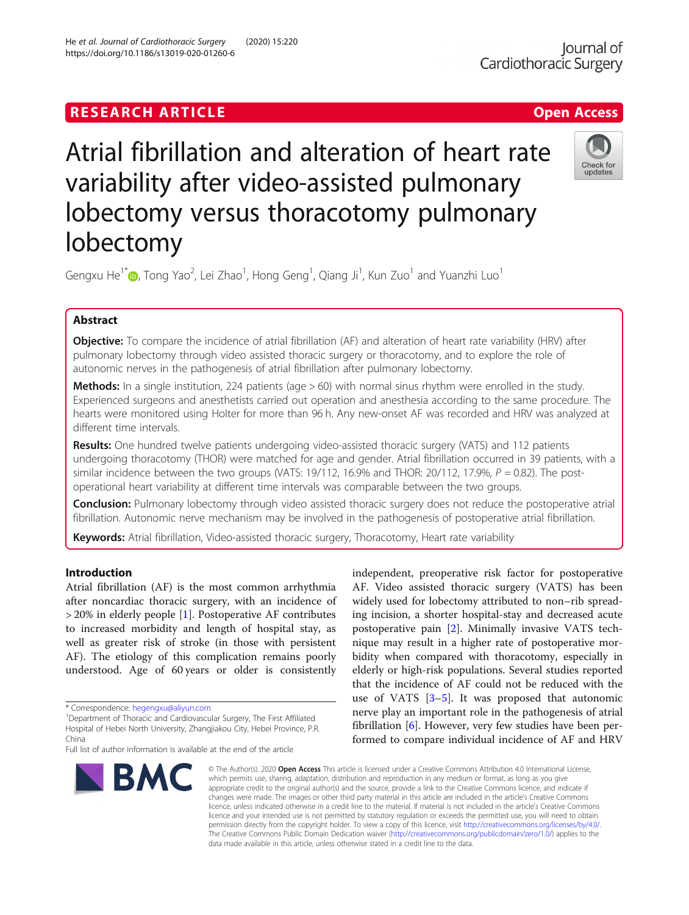RESEARCH ARTICLE

Open Access

# Atrial fibrillation and alteration of heart rate variability after video-assisted pulmonary lobectomy versus thoracotomy pulmonary lobectomy

Gengxu He[1*], Tong Yao[2], Lei Zhao[1], Hong Geng[1], Qiang Ji[1], Kun Zuo[1] and Yuanzhi Luo[1]

## Abstract

**Objective:** To compare the incidence of atrial fibrillation (AF) and alteration of heart rate variability (HRV) after pulmonary lobectomy through video assisted thoracic surgery or thoracotomy, and to explore the role of autonomic nerves in the pathogenesis of atrial fibrillation after pulmonary lobectomy.

**Methods:** In a single institution, 224 patients (age > 60) with normal sinus rhythm were enrolled in the study. Experienced surgeons and anesthetists carried out operation and anesthesia according to the same procedure. The hearts were monitored using Holter for more than 96 h. Any new-onset AF was recorded and HRV was analyzed at different time intervals.

**Results:** One hundred twelve patients undergoing video-assisted thoracic surgery (VATS) and 112 patients undergoing thoracotomy (THOR) were matched for age and gender. Atrial fibrillation occurred in 39 patients, with a similar incidence between the two groups (VATS: 19/112, 16.9% and THOR: 20/112, 17.9%, $P = 0.82$). The post-operational heart variability at different time intervals was comparable between the two groups.

**Conclusion:** Pulmonary lobectomy through video assisted thoracic surgery does not reduce the postoperative atrial fibrillation. Autonomic nerve mechanism may be involved in the pathogenesis of postoperative atrial fibrillation.

**Keywords:** Atrial fibrillation, Video-assisted thoracic surgery, Thoracotomy, Heart rate variability

## Introduction

Atrial fibrillation (AF) is the most common arrhythmia after noncardiac thoracic surgery, with an incidence of > 20% in elderly people [1]. Postoperative AF contributes to increased morbidity and length of hospital stay, as well as greater risk of stroke (in those with persistent AF). The etiology of this complication remains poorly understood. Age of 60 years or older is consistently independent, preoperative risk factor for postoperative AF. Video assisted thoracic surgery (VATS) has been widely used for lobectomy attributed to non–rib spreading incision, a shorter hospital-stay and decreased acute postoperative pain [2]. Minimally invasive VATS technique may result in a higher rate of postoperative morbidity when compared with thoracotomy, especially in elderly or high-risk populations. Several studies reported that the incidence of AF could not be reduced with the use of VATS [3–5]. It was proposed that autonomic nerve play an important role in the pathogenesis of atrial fibrillation [6]. However, very few studies have been performed to compare individual incidence of AF and HRV

* Correspondence: hegengxu@aliyun.com
[1]Department of Thoracic and Cardiovascular Surgery, The First Affiliated Hospital of Hebei North University, Zhangjiakou City, Hebei Province, P.R. China
Full list of author information is available at the end of the article

© The Author(s). 2020 **Open Access** This article is licensed under a Creative Commons Attribution 4.0 International License, which permits use, sharing, adaptation, distribution and reproduction in any medium or format, as long as you give appropriate credit to the original author(s) and the source, provide a link to the Creative Commons licence, and indicate if changes were made. The images or other third party material in this article are included in the article's Creative Commons licence, unless indicated otherwise in a credit line to the material. If material is not included in the article's Creative Commons licence and your intended use is not permitted by statutory regulation or exceeds the permitted use, you will need to obtain permission directly from the copyright holder. To view a copy of this licence, visit http://creativecommons.org/licenses/by/4.0/. The Creative Commons Public Domain Dedication waiver (http://creativecommons.org/publicdomain/zero/1.0/) applies to the data made available in this article, unless otherwise stated in a credit line to the data.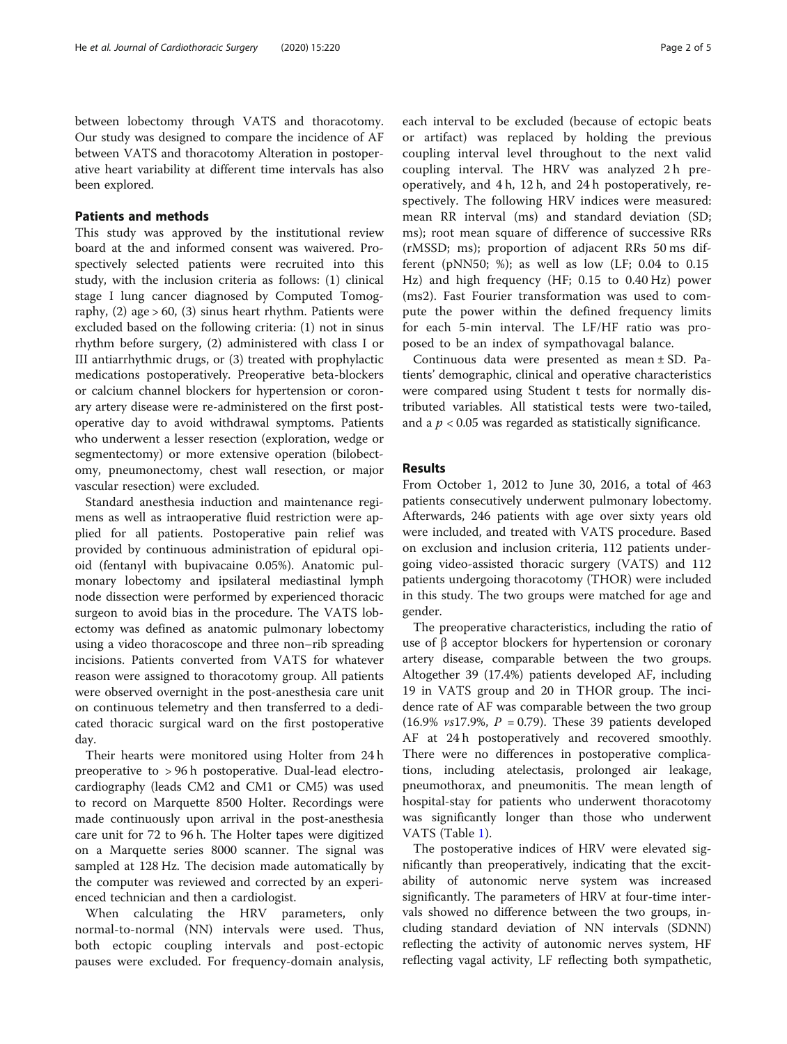between lobectomy through VATS and thoracotomy. Our study was designed to compare the incidence of AF between VATS and thoracotomy Alteration in postoperative heart variability at different time intervals has also been explored.

## Patients and methods

This study was approved by the institutional review board at the and informed consent was waivered. Prospectively selected patients were recruited into this study, with the inclusion criteria as follows: (1) clinical stage I lung cancer diagnosed by Computed Tomography, (2) age > 60, (3) sinus heart rhythm. Patients were excluded based on the following criteria: (1) not in sinus rhythm before surgery, (2) administered with class I or III antiarrhythmic drugs, or (3) treated with prophylactic medications postoperatively. Preoperative beta-blockers or calcium channel blockers for hypertension or coronary artery disease were re-administered on the first postoperative day to avoid withdrawal symptoms. Patients who underwent a lesser resection (exploration, wedge or segmentectomy) or more extensive operation (bilobectomy, pneumonectomy, chest wall resection, or major vascular resection) were excluded.

Standard anesthesia induction and maintenance regimens as well as intraoperative fluid restriction were applied for all patients. Postoperative pain relief was provided by continuous administration of epidural opioid (fentanyl with bupivacaine 0.05%). Anatomic pulmonary lobectomy and ipsilateral mediastinal lymph node dissection were performed by experienced thoracic surgeon to avoid bias in the procedure. The VATS lobectomy was defined as anatomic pulmonary lobectomy using a video thoracoscope and three non–rib spreading incisions. Patients converted from VATS for whatever reason were assigned to thoracotomy group. All patients were observed overnight in the post-anesthesia care unit on continuous telemetry and then transferred to a dedicated thoracic surgical ward on the first postoperative day.

Their hearts were monitored using Holter from 24 h preoperative to > 96 h postoperative. Dual-lead electrocardiography (leads CM2 and CM1 or CM5) was used to record on Marquette 8500 Holter. Recordings were made continuously upon arrival in the post-anesthesia care unit for 72 to 96 h. The Holter tapes were digitized on a Marquette series 8000 scanner. The signal was sampled at 128 Hz. The decision made automatically by the computer was reviewed and corrected by an experienced technician and then a cardiologist.

When calculating the HRV parameters, only normal-to-normal (NN) intervals were used. Thus, both ectopic coupling intervals and post-ectopic pauses were excluded. For frequency-domain analysis, each interval to be excluded (because of ectopic beats or artifact) was replaced by holding the previous coupling interval level throughout to the next valid coupling interval. The HRV was analyzed 2 h preoperatively, and 4 h, 12 h, and 24 h postoperatively, respectively. The following HRV indices were measured: mean RR interval (ms) and standard deviation (SD; ms); root mean square of difference of successive RRs (rMSSD; ms); proportion of adjacent RRs 50 ms different (pNN50; %); as well as low (LF; 0.04 to 0.15 Hz) and high frequency (HF; 0.15 to 0.40 Hz) power (ms2). Fast Fourier transformation was used to compute the power within the defined frequency limits for each 5-min interval. The LF/HF ratio was proposed to be an index of sympathovagal balance.

Continuous data were presented as mean ± SD. Patients' demographic, clinical and operative characteristics were compared using Student t tests for normally distributed variables. All statistical tests were two-tailed, and a $p < 0.05$ was regarded as statistically significance.

## Results

From October 1, 2012 to June 30, 2016, a total of 463 patients consecutively underwent pulmonary lobectomy. Afterwards, 246 patients with age over sixty years old were included, and treated with VATS procedure. Based on exclusion and inclusion criteria, 112 patients undergoing video-assisted thoracic surgery (VATS) and 112 patients undergoing thoracotomy (THOR) were included in this study. The two groups were matched for age and gender.

The preoperative characteristics, including the ratio of use of β acceptor blockers for hypertension or coronary artery disease, comparable between the two groups. Altogether 39 (17.4%) patients developed AF, including 19 in VATS group and 20 in THOR group. The incidence rate of AF was comparable between the two group (16.9% *vs*17.9%, $P = 0.79$). These 39 patients developed AF at 24 h postoperatively and recovered smoothly. There were no differences in postoperative complications, including atelectasis, prolonged air leakage, pneumothorax, and pneumonitis. The mean length of hospital-stay for patients who underwent thoracotomy was significantly longer than those who underwent VATS (Table 1).

The postoperative indices of HRV were elevated significantly than preoperatively, indicating that the excitability of autonomic nerve system was increased significantly. The parameters of HRV at four-time intervals showed no difference between the two groups, including standard deviation of NN intervals (SDNN) reflecting the activity of autonomic nerves system, HF reflecting vagal activity, LF reflecting both sympathetic,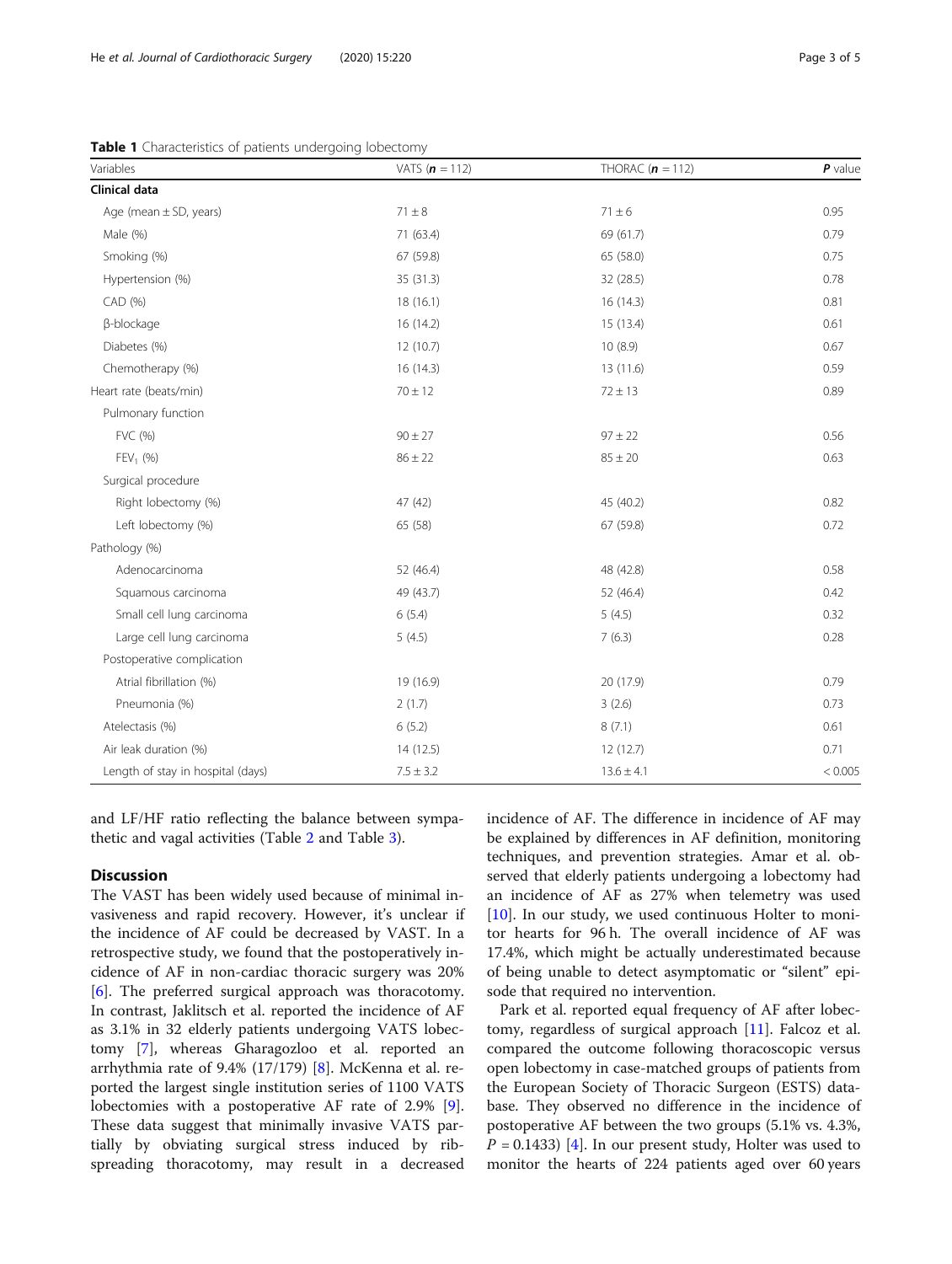**Table 1** Characteristics of patients undergoing lobectomy

| Variables | VATS (***n*** = 112) | THORAC (***n*** = 112) | ***P*** value |
|---|---|---|---|
| **Clinical data** | | | |
| Age (mean ± SD, years) | 71 ± 8 | 71 ± 6 | 0.95 |
| Male (%) | 71 (63.4) | 69 (61.7) | 0.79 |
| Smoking (%) | 67 (59.8) | 65 (58.0) | 0.75 |
| Hypertension (%) | 35 (31.3) | 32 (28.5) | 0.78 |
| CAD (%) | 18 (16.1) | 16 (14.3) | 0.81 |
| β-blockage | 16 (14.2) | 15 (13.4) | 0.61 |
| Diabetes (%) | 12 (10.7) | 10 (8.9) | 0.67 |
| Chemotherapy (%) | 16 (14.3) | 13 (11.6) | 0.59 |
| Heart rate (beats/min) | 70 ± 12 | 72 ± 13 | 0.89 |
| Pulmonary function | | | |
| FVC (%) | 90 ± 27 | 97 ± 22 | 0.56 |
| $FEV_1$ (%) | 86 ± 22 | 85 ± 20 | 0.63 |
| Surgical procedure | | | |
| Right lobectomy (%) | 47 (42) | 45 (40.2) | 0.82 |
| Left lobectomy (%) | 65 (58) | 67 (59.8) | 0.72 |
| Pathology (%) | | | |
| Adenocarcinoma | 52 (46.4) | 48 (42.8) | 0.58 |
| Squamous carcinoma | 49 (43.7) | 52 (46.4) | 0.42 |
| Small cell lung carcinoma | 6 (5.4) | 5 (4.5) | 0.32 |
| Large cell lung carcinoma | 5 (4.5) | 7 (6.3) | 0.28 |
| Postoperative complication | | | |
| Atrial fibrillation (%) | 19 (16.9) | 20 (17.9) | 0.79 |
| Pneumonia (%) | 2 (1.7) | 3 (2.6) | 0.73 |
| Atelectasis (%) | 6 (5.2) | 8 (7.1) | 0.61 |
| Air leak duration (%) | 14 (12.5) | 12 (12.7) | 0.71 |
| Length of stay in hospital (days) | 7.5 ± 3.2 | 13.6 ± 4.1 | < 0.005 |

and LF/HF ratio reflecting the balance between sympathetic and vagal activities (Table 2 and Table 3).

## Discussion

The VAST has been widely used because of minimal invasiveness and rapid recovery. However, it's unclear if the incidence of AF could be decreased by VAST. In a retrospective study, we found that the postoperatively incidence of AF in non-cardiac thoracic surgery was 20% [6]. The preferred surgical approach was thoracotomy. In contrast, Jaklitsch et al. reported the incidence of AF as 3.1% in 32 elderly patients undergoing VATS lobectomy [7], whereas Gharagozloo et al. reported an arrhythmia rate of 9.4% (17/179) [8]. McKenna et al. reported the largest single institution series of 1100 VATS lobectomies with a postoperative AF rate of 2.9% [9]. These data suggest that minimally invasive VATS partially by obviating surgical stress induced by rib-spreading thoracotomy, may result in a decreased incidence of AF. The difference in incidence of AF may be explained by differences in AF definition, monitoring techniques, and prevention strategies. Amar et al. observed that elderly patients undergoing a lobectomy had an incidence of AF as 27% when telemetry was used [10]. In our study, we used continuous Holter to monitor hearts for 96 h. The overall incidence of AF was 17.4%, which might be actually underestimated because of being unable to detect asymptomatic or "silent" episode that required no intervention.

Park et al. reported equal frequency of AF after lobectomy, regardless of surgical approach [11]. Falcoz et al. compared the outcome following thoracoscopic versus open lobectomy in case-matched groups of patients from the European Society of Thoracic Surgeon (ESTS) database. They observed no difference in the incidence of postoperative AF between the two groups (5.1% vs. 4.3%, $P = 0.1433$) [4]. In our present study, Holter was used to monitor the hearts of 224 patients aged over 60 years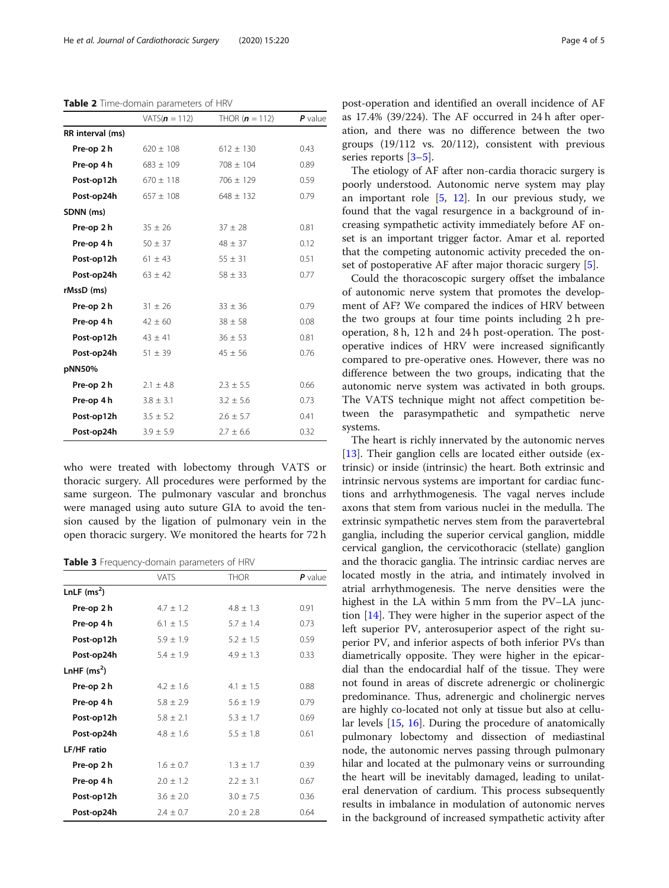**Table 2** Time-domain parameters of HRV

| | VATS($n$ = 112) | THOR ($n$ = 112) | $P$ value |
|---|---|---|---|
| **RR interval (ms)** | | | |
| **Pre-op 2 h** | 620 ± 108 | 612 ± 130 | 0.43 |
| **Pre-op 4 h** | 683 ± 109 | 708 ± 104 | 0.89 |
| **Post-op12h** | 670 ± 118 | 706 ± 129 | 0.59 |
| **Post-op24h** | 657 ± 108 | 648 ± 132 | 0.79 |
| **SDNN (ms)** | | | |
| **Pre-op 2 h** | 35 ± 26 | 37 ± 28 | 0.81 |
| **Pre-op 4 h** | 50 ± 37 | 48 ± 37 | 0.12 |
| **Post-op12h** | 61 ± 43 | 55 ± 31 | 0.51 |
| **Post-op24h** | 63 ± 42 | 58 ± 33 | 0.77 |
| **rMssD (ms)** | | | |
| **Pre-op 2 h** | 31 ± 26 | 33 ± 36 | 0.79 |
| **Pre-op 4 h** | 42 ± 60 | 38 ± 58 | 0.08 |
| **Post-op12h** | 43 ± 41 | 36 ± 53 | 0.81 |
| **Post-op24h** | 51 ± 39 | 45 ± 56 | 0.76 |
| **pNN50%** | | | |
| **Pre-op 2 h** | 2.1 ± 4.8 | 2.3 ± 5.5 | 0.66 |
| **Pre-op 4 h** | 3.8 ± 3.1 | 3.2 ± 5.6 | 0.73 |
| **Post-op12h** | 3.5 ± 5.2 | 2.6 ± 5.7 | 0.41 |
| **Post-op24h** | 3.9 ± 5.9 | 2.7 ± 6.6 | 0.32 |

who were treated with lobectomy through VATS or thoracic surgery. All procedures were performed by the same surgeon. The pulmonary vascular and bronchus were managed using auto suture GIA to avoid the tension caused by the ligation of pulmonary vein in the open thoracic surgery. We monitored the hearts for 72 h post-operation and identified an overall incidence of AF as 17.4% (39/224). The AF occurred in 24 h after operation, and there was no difference between the two groups (19/112 vs. 20/112), consistent with previous series reports [3–5].

**Table 3** Frequency-domain parameters of HRV

| | VATS | THOR | $P$ value |
|---|---|---|---|
| **LnLF (ms$^2$)** | | | |
| **Pre-op 2 h** | 4.7 ± 1.2 | 4.8 ± 1.3 | 0.91 |
| **Pre-op 4 h** | 6.1 ± 1.5 | 5.7 ± 1.4 | 0.73 |
| **Post-op12h** | 5.9 ± 1.9 | 5.2 ± 1.5 | 0.59 |
| **Post-op24h** | 5.4 ± 1.9 | 4.9 ± 1.3 | 0.33 |
| **LnHF (ms$^2$)** | | | |
| **Pre-op 2 h** | 4.2 ± 1.6 | 4.1 ± 1.5 | 0.88 |
| **Pre-op 4 h** | 5.8 ± 2.9 | 5.6 ± 1.9 | 0.79 |
| **Post-op12h** | 5.8 ± 2.1 | 5.3 ± 1.7 | 0.69 |
| **Post-op24h** | 4.8 ± 1.6 | 5.5 ± 1.8 | 0.61 |
| **LF/HF ratio** | | | |
| **Pre-op 2 h** | 1.6 ± 0.7 | 1.3 ± 1.7 | 0.39 |
| **Pre-op 4 h** | 2.0 ± 1.2 | 2.2 ± 3.1 | 0.67 |
| **Post-op12h** | 3.6 ± 2.0 | 3.0 ± 7.5 | 0.36 |
| **Post-op24h** | 2.4 ± 0.7 | 2.0 ± 2.8 | 0.64 |

The etiology of AF after non-cardia thoracic surgery is poorly understood. Autonomic nerve system may play an important role [5, 12]. In our previous study, we found that the vagal resurgence in a background of increasing sympathetic activity immediately before AF onset is an important trigger factor. Amar et al. reported that the competing autonomic activity preceded the onset of postoperative AF after major thoracic surgery [5].

Could the thoracoscopic surgery offset the imbalance of autonomic nerve system that promotes the development of AF? We compared the indices of HRV between the two groups at four time points including 2 h preoperation, 8 h, 12 h and 24 h post-operation. The postoperative indices of HRV were increased significantly compared to pre-operative ones. However, there was no difference between the two groups, indicating that the autonomic nerve system was activated in both groups. The VATS technique might not affect competition between the parasympathetic and sympathetic nerve systems.

The heart is richly innervated by the autonomic nerves [13]. Their ganglion cells are located either outside (extrinsic) or inside (intrinsic) the heart. Both extrinsic and intrinsic nervous systems are important for cardiac functions and arrhythmogenesis. The vagal nerves include axons that stem from various nuclei in the medulla. The extrinsic sympathetic nerves stem from the paravertebral ganglia, including the superior cervical ganglion, middle cervical ganglion, the cervicothoracic (stellate) ganglion and the thoracic ganglia. The intrinsic cardiac nerves are located mostly in the atria, and intimately involved in atrial arrhythmogenesis. The nerve densities were the highest in the LA within 5 mm from the PV–LA junction [14]. They were higher in the superior aspect of the left superior PV, anterosuperior aspect of the right superior PV, and inferior aspects of both inferior PVs than diametrically opposite. They were higher in the epicardial than the endocardial half of the tissue. They were not found in areas of discrete adrenergic or cholinergic predominance. Thus, adrenergic and cholinergic nerves are highly co-located not only at tissue but also at cellular levels [15, 16]. During the procedure of anatomically pulmonary lobectomy and dissection of mediastinal node, the autonomic nerves passing through pulmonary hilar and located at the pulmonary veins or surrounding the heart will be inevitably damaged, leading to unilateral denervation of cardium. This process subsequently results in imbalance in modulation of autonomic nerves in the background of increased sympathetic activity after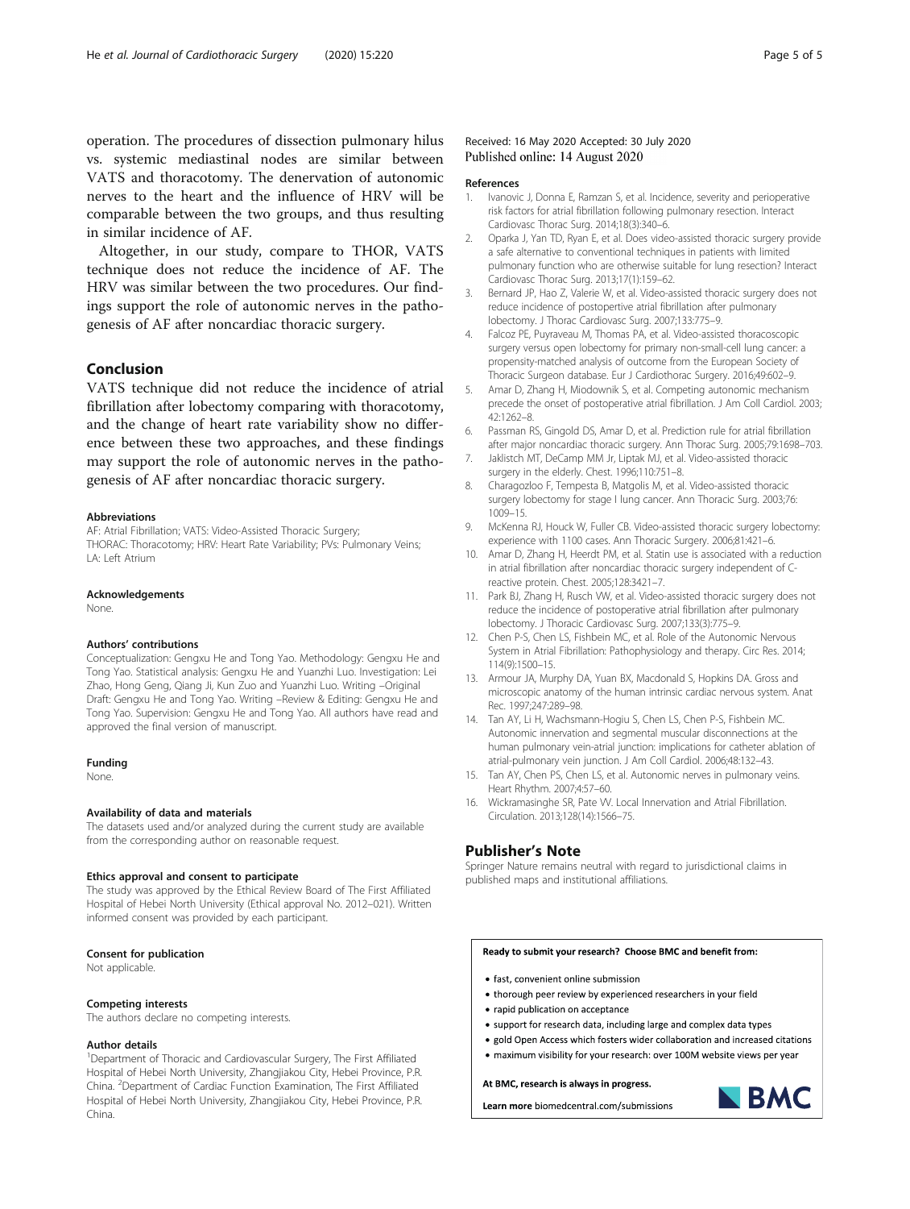operation. The procedures of dissection pulmonary hilus vs. systemic mediastinal nodes are similar between VATS and thoracotomy. The denervation of autonomic nerves to the heart and the influence of HRV will be comparable between the two groups, and thus resulting in similar incidence of AF.

Altogether, in our study, compare to THOR, VATS technique does not reduce the incidence of AF. The HRV was similar between the two procedures. Our findings support the role of autonomic nerves in the pathogenesis of AF after noncardiac thoracic surgery.

## Conclusion

VATS technique did not reduce the incidence of atrial fibrillation after lobectomy comparing with thoracotomy, and the change of heart rate variability show no difference between these two approaches, and these findings may support the role of autonomic nerves in the pathogenesis of AF after noncardiac thoracic surgery.

#### Abbreviations

AF: Atrial Fibrillation; VATS: Video-Assisted Thoracic Surgery; THORAC: Thoracotomy; HRV: Heart Rate Variability; PVs: Pulmonary Veins; LA: Left Atrium

#### Acknowledgements

None.

#### Authors' contributions

Conceptualization: Gengxu He and Tong Yao. Methodology: Gengxu He and Tong Yao. Statistical analysis: Gengxu He and Yuanzhi Luo. Investigation: Lei Zhao, Hong Geng, Qiang Ji, Kun Zuo and Yuanzhi Luo. Writing –Original Draft: Gengxu He and Tong Yao. Writing –Review & Editing: Gengxu He and Tong Yao. Supervision: Gengxu He and Tong Yao. All authors have read and approved the final version of manuscript.

#### Funding

None.

#### Availability of data and materials

The datasets used and/or analyzed during the current study are available from the corresponding author on reasonable request.

#### Ethics approval and consent to participate

The study was approved by the Ethical Review Board of The First Affiliated Hospital of Hebei North University (Ethical approval No. 2012–021). Written informed consent was provided by each participant.

#### Consent for publication

Not applicable.

#### Competing interests

The authors declare no competing interests.

#### Author details

[1]Department of Thoracic and Cardiovascular Surgery, The First Affiliated Hospital of Hebei North University, Zhangjiakou City, Hebei Province, P.R. China. [2]Department of Cardiac Function Examination, The First Affiliated Hospital of Hebei North University, Zhangjiakou City, Hebei Province, P.R. China.

Received: 16 May 2020 Accepted: 30 July 2020
Published online: 14 August 2020

#### References

1. Ivanovic J, Donna E, Ramzan S, et al. Incidence, severity and perioperative risk factors for atrial fibrillation following pulmonary resection. Interact Cardiovasc Thorac Surg. 2014;18(3):340–6.
2. Oparka J, Yan TD, Ryan E, et al. Does video-assisted thoracic surgery provide a safe alternative to conventional techniques in patients with limited pulmonary function who are otherwise suitable for lung resection? Interact Cardiovasc Thorac Surg. 2013;17(1):159–62.
3. Bernard JP, Hao Z, Valerie W, et al. Video-assisted thoracic surgery does not reduce incidence of postopertive atrial fibrillation after pulmonary lobectomy. J Thorac Cardiovasc Surg. 2007;133:775–9.
4. Falcoz PE, Puyraveau M, Thomas PA, et al. Video-assisted thoracoscopic surgery versus open lobectomy for primary non-small-cell lung cancer: a propensity-matched analysis of outcome from the European Society of Thoracic Surgeon database. Eur J Cardiothorac Surgery. 2016;49:602–9.
5. Amar D, Zhang H, Miodownik S, et al. Competing autonomic mechanism precede the onset of postoperative atrial fibrillation. J Am Coll Cardiol. 2003; 42:1262–8.
6. Passman RS, Gingold DS, Amar D, et al. Prediction rule for atrial fibrillation after major noncardiac thoracic surgery. Ann Thorac Surg. 2005;79:1698–703.
7. Jaklistch MT, DeCamp MM Jr, Liptak MJ, et al. Video-assisted thoracic surgery in the elderly. Chest. 1996;110:751–8.
8. Charagozloo F, Tempesta B, Matgolis M, et al. Video-assisted thoracic surgery lobectomy for stage I lung cancer. Ann Thoracic Surg. 2003;76: 1009–15.
9. McKenna RJ, Houck W, Fuller CB. Video-assisted thoracic surgery lobectomy: experience with 1100 cases. Ann Thoracic Surgery. 2006;81:421–6.
10. Amar D, Zhang H, Heerdt PM, et al. Statin use is associated with a reduction in atrial fibrillation after noncardiac thoracic surgery independent of C-reactive protein. Chest. 2005;128:3421–7.
11. Park BJ, Zhang H, Rusch VW, et al. Video-assisted thoracic surgery does not reduce the incidence of postoperative atrial fibrillation after pulmonary lobectomy. J Thoracic Cardiovasc Surg. 2007;133(3):775–9.
12. Chen P-S, Chen LS, Fishbein MC, et al. Role of the Autonomic Nervous System in Atrial Fibrillation: Pathophysiology and therapy. Circ Res. 2014; 114(9):1500–15.
13. Armour JA, Murphy DA, Yuan BX, Macdonald S, Hopkins DA. Gross and microscopic anatomy of the human intrinsic cardiac nervous system. Anat Rec. 1997;247:289–98.
14. Tan AY, Li H, Wachsmann-Hogiu S, Chen LS, Chen P-S, Fishbein MC. Autonomic innervation and segmental muscular disconnections at the human pulmonary vein-atrial junction: implications for catheter ablation of atrial-pulmonary vein junction. J Am Coll Cardiol. 2006;48:132–43.
15. Tan AY, Chen PS, Chen LS, et al. Autonomic nerves in pulmonary veins. Heart Rhythm. 2007;4:57–60.
16. Wickramasinghe SR, Pate VV. Local Innervation and Atrial Fibrillation. Circulation. 2013;128(14):1566–75.

## Publisher's Note

Springer Nature remains neutral with regard to jurisdictional claims in published maps and institutional affiliations.